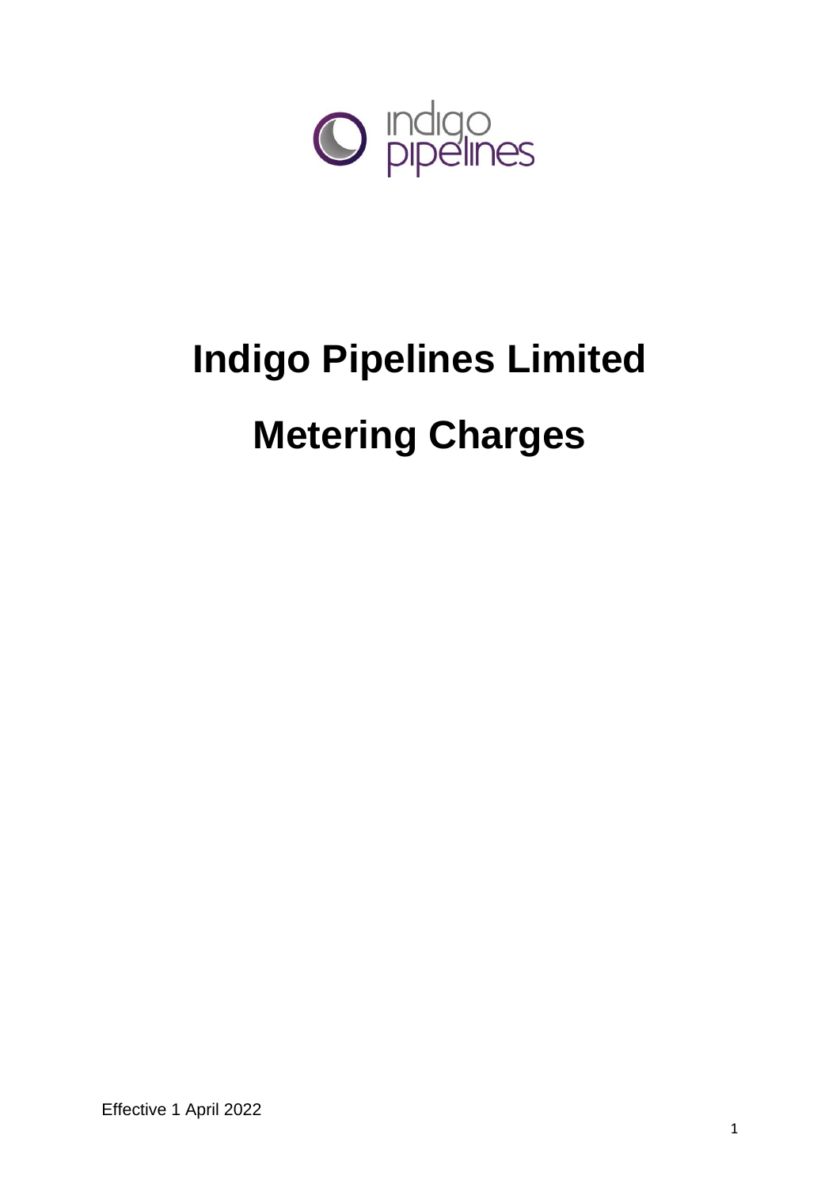indigo pipelines

# Indigo Pipelines Limited

# Metering Charges

Effective 1 April 2022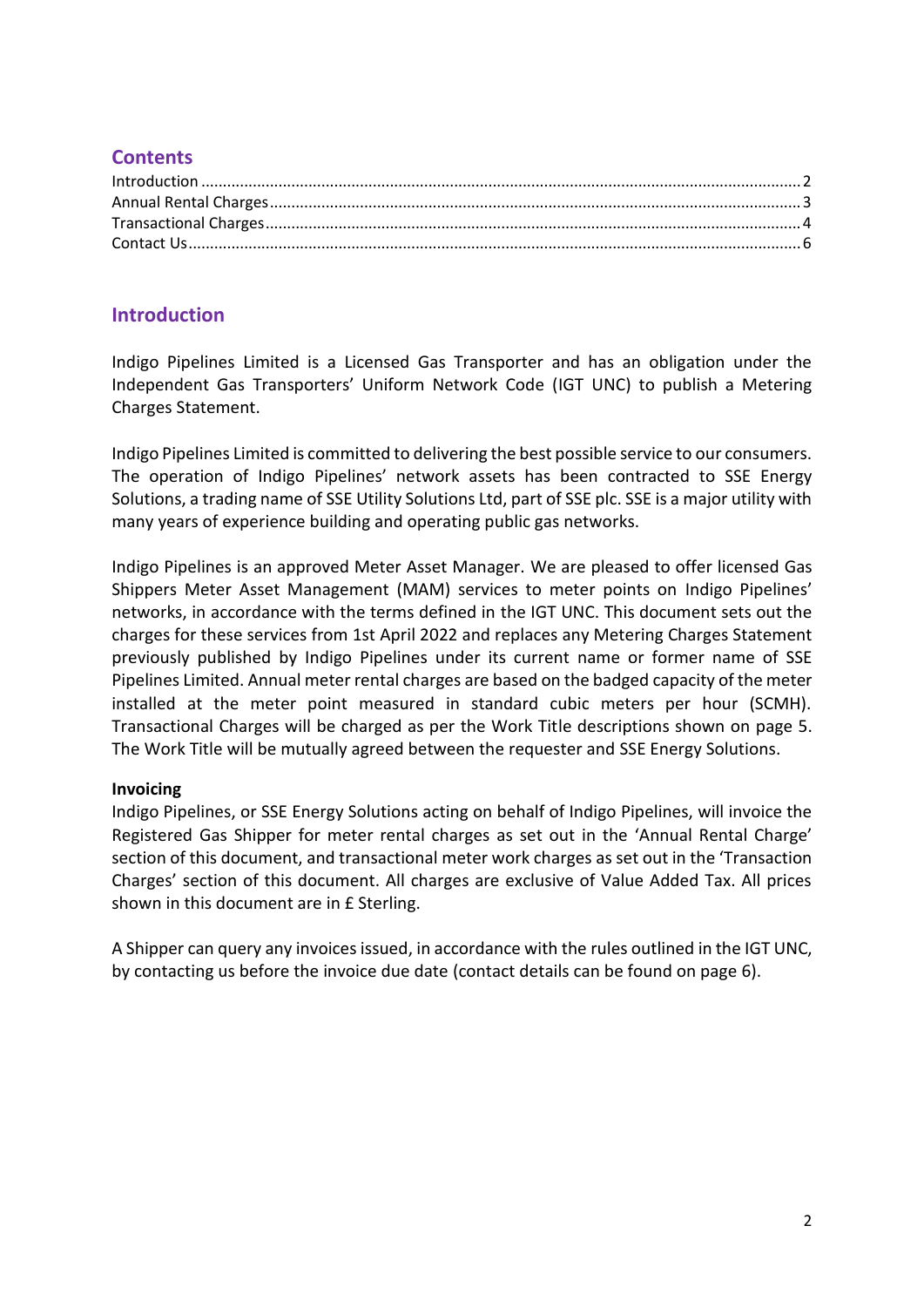## Contents

Introduction ........................................................................................................................................ 2
Annual Rental Charges......................................................................................................................... 3
Transactional Charges.......................................................................................................................... 4
Contact Us........................................................................................................................................... 6

## Introduction

Indigo Pipelines Limited is a Licensed Gas Transporter and has an obligation under the Independent Gas Transporters' Uniform Network Code (IGT UNC) to publish a Metering Charges Statement.

Indigo Pipelines Limited is committed to delivering the best possible service to our consumers. The operation of Indigo Pipelines' network assets has been contracted to SSE Energy Solutions, a trading name of SSE Utility Solutions Ltd, part of SSE plc. SSE is a major utility with many years of experience building and operating public gas networks.

Indigo Pipelines is an approved Meter Asset Manager. We are pleased to offer licensed Gas Shippers Meter Asset Management (MAM) services to meter points on Indigo Pipelines' networks, in accordance with the terms defined in the IGT UNC. This document sets out the charges for these services from 1st April 2022 and replaces any Metering Charges Statement previously published by Indigo Pipelines under its current name or former name of SSE Pipelines Limited. Annual meter rental charges are based on the badged capacity of the meter installed at the meter point measured in standard cubic meters per hour (SCMH). Transactional Charges will be charged as per the Work Title descriptions shown on page 5. The Work Title will be mutually agreed between the requester and SSE Energy Solutions.

**Invoicing**

Indigo Pipelines, or SSE Energy Solutions acting on behalf of Indigo Pipelines, will invoice the Registered Gas Shipper for meter rental charges as set out in the 'Annual Rental Charge' section of this document, and transactional meter work charges as set out in the 'Transaction Charges' section of this document. All charges are exclusive of Value Added Tax. All prices shown in this document are in £ Sterling.

A Shipper can query any invoices issued, in accordance with the rules outlined in the IGT UNC, by contacting us before the invoice due date (contact details can be found on page 6).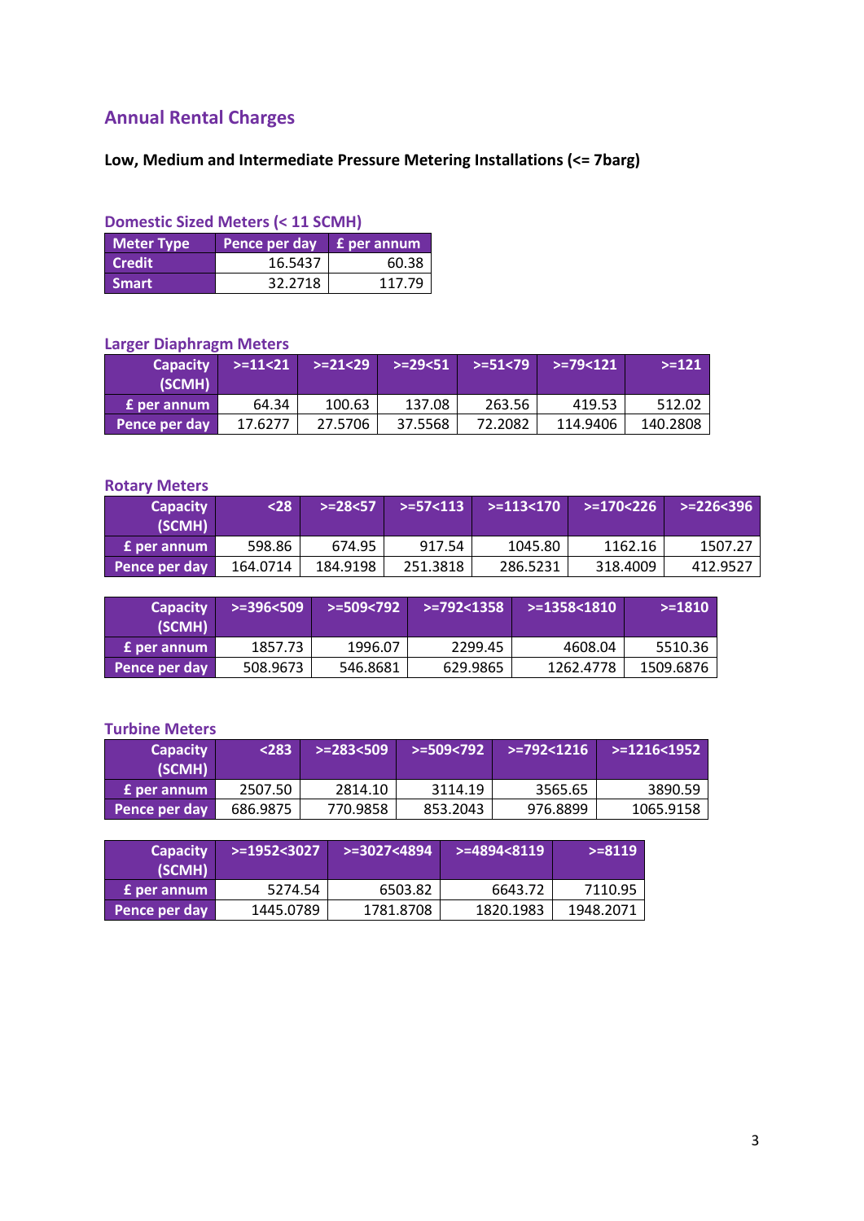## Annual Rental Charges

**Low, Medium and Intermediate Pressure Metering Installations (<= 7barg)**

### Domestic Sized Meters (< 11 SCMH)

| Meter Type | Pence per day | £ per annum |
|---|---|---|
| Credit | 16.5437 | 60.38 |
| Smart | 32.2718 | 117.79 |

### Larger Diaphragm Meters

| Capacity (SCMH) | >=11<21 | >=21<29 | >=29<51 | >=51<79 | >=79<121 | >=121 |
|---|---|---|---|---|---|---|
| £ per annum | 64.34 | 100.63 | 137.08 | 263.56 | 419.53 | 512.02 |
| Pence per day | 17.6277 | 27.5706 | 37.5568 | 72.2082 | 114.9406 | 140.2808 |

### Rotary Meters

| Capacity (SCMH) | <28 | >=28<57 | >=57<113 | >=113<170 | >=170<226 | >=226<396 |
|---|---|---|---|---|---|---|
| £ per annum | 598.86 | 674.95 | 917.54 | 1045.80 | 1162.16 | 1507.27 |
| Pence per day | 164.0714 | 184.9198 | 251.3818 | 286.5231 | 318.4009 | 412.9527 |

| Capacity (SCMH) | >=396<509 | >=509<792 | >=792<1358 | >=1358<1810 | >=1810 |
|---|---|---|---|---|---|
| £ per annum | 1857.73 | 1996.07 | 2299.45 | 4608.04 | 5510.36 |
| Pence per day | 508.9673 | 546.8681 | 629.9865 | 1262.4778 | 1509.6876 |

### Turbine Meters

| Capacity (SCMH) | <283 | >=283<509 | >=509<792 | >=792<1216 | >=1216<1952 |
|---|---|---|---|---|---|
| £ per annum | 2507.50 | 2814.10 | 3114.19 | 3565.65 | 3890.59 |
| Pence per day | 686.9875 | 770.9858 | 853.2043 | 976.8899 | 1065.9158 |

| Capacity (SCMH) | >=1952<3027 | >=3027<4894 | >=4894<8119 | >=8119 |
|---|---|---|---|---|
| £ per annum | 5274.54 | 6503.82 | 6643.72 | 7110.95 |
| Pence per day | 1445.0789 | 1781.8708 | 1820.1983 | 1948.2071 |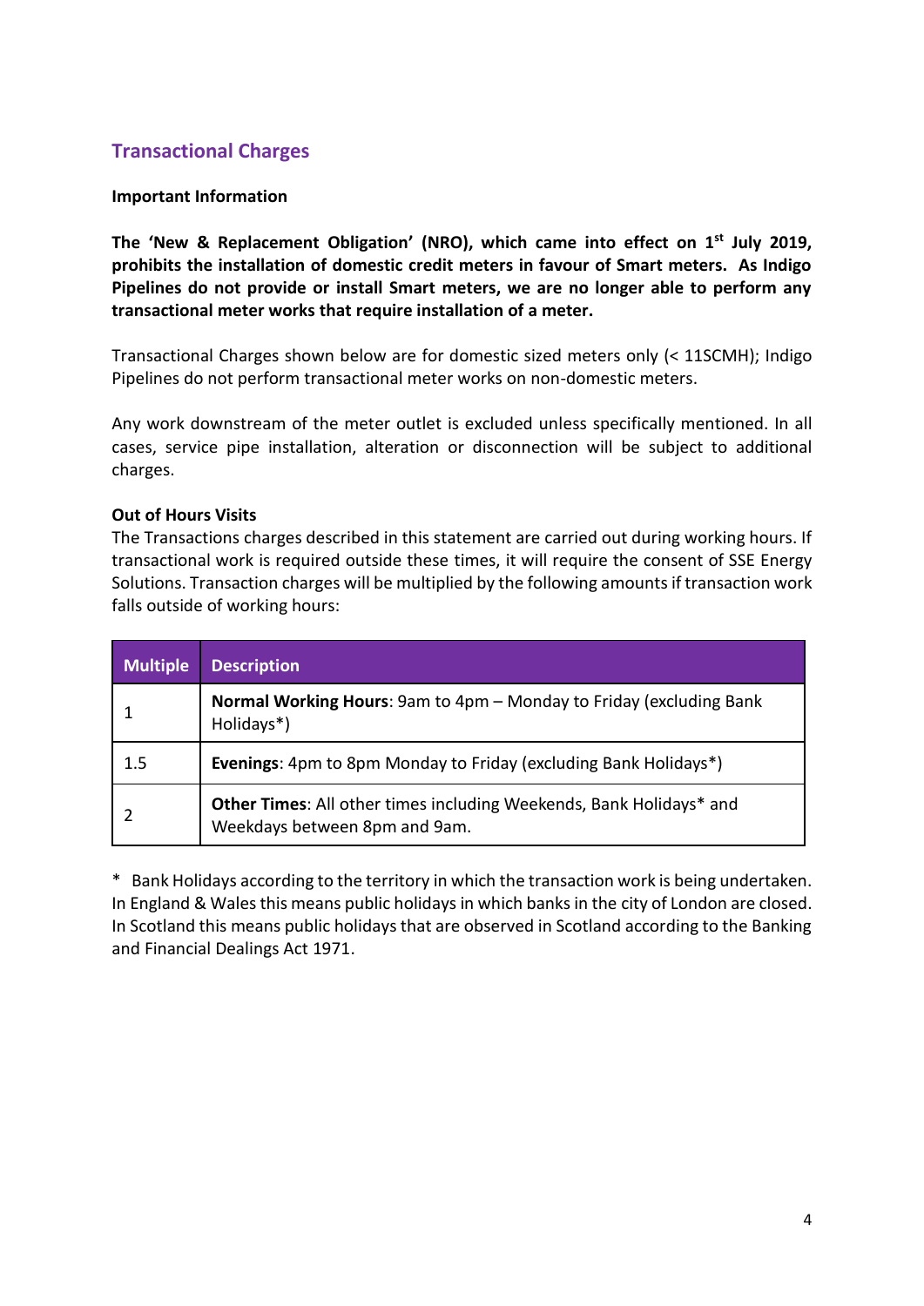## Transactional Charges

**Important Information**

**The 'New & Replacement Obligation' (NRO), which came into effect on 1st July 2019, prohibits the installation of domestic credit meters in favour of Smart meters. As Indigo Pipelines do not provide or install Smart meters, we are no longer able to perform any transactional meter works that require installation of a meter.**

Transactional Charges shown below are for domestic sized meters only (< 11SCMH); Indigo Pipelines do not perform transactional meter works on non-domestic meters.

Any work downstream of the meter outlet is excluded unless specifically mentioned. In all cases, service pipe installation, alteration or disconnection will be subject to additional charges.

**Out of Hours Visits**

The Transactions charges described in this statement are carried out during working hours. If transactional work is required outside these times, it will require the consent of SSE Energy Solutions. Transaction charges will be multiplied by the following amounts if transaction work falls outside of working hours:

| Multiple | Description |
|---|---|
| 1 | **Normal Working Hours**: 9am to 4pm – Monday to Friday (excluding Bank Holidays*) |
| 1.5 | **Evenings**: 4pm to 8pm Monday to Friday (excluding Bank Holidays*) |
| 2 | **Other Times**: All other times including Weekends, Bank Holidays* and Weekdays between 8pm and 9am. |

\* Bank Holidays according to the territory in which the transaction work is being undertaken. In England & Wales this means public holidays in which banks in the city of London are closed. In Scotland this means public holidays that are observed in Scotland according to the Banking and Financial Dealings Act 1971.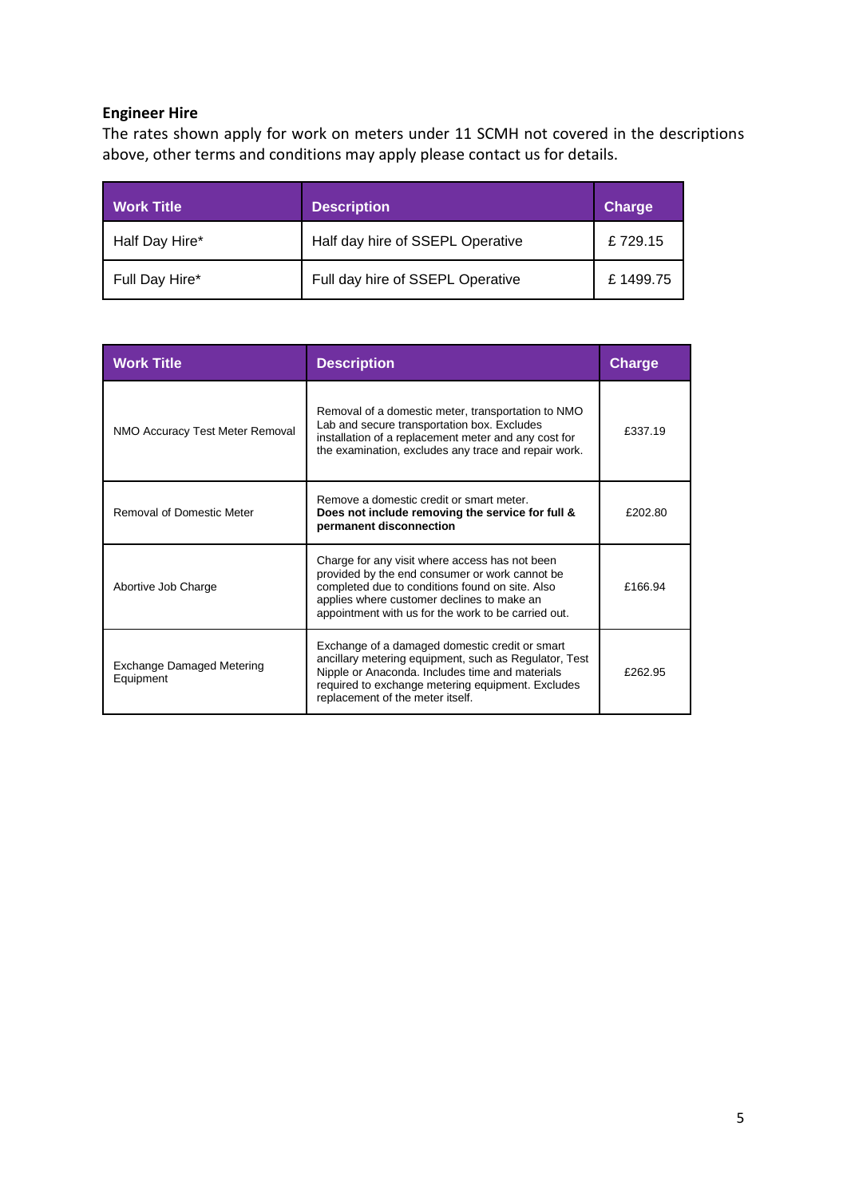**Engineer Hire**

The rates shown apply for work on meters under 11 SCMH not covered in the descriptions above, other terms and conditions may apply please contact us for details.

| Work Title | Description | Charge |
| --- | --- | --- |
| Half Day Hire* | Half day hire of SSEPL Operative | £ 729.15 |
| Full Day Hire* | Full day hire of SSEPL Operative | £ 1499.75 |

| Work Title | Description | Charge |
| --- | --- | --- |
| NMO Accuracy Test Meter Removal | Removal of a domestic meter, transportation to NMO Lab and secure transportation box. Excludes installation of a replacement meter and any cost for the examination, excludes any trace and repair work. | £337.19 |
| Removal of Domestic Meter | Remove a domestic credit or smart meter. **Does not include removing the service for full & permanent disconnection** | £202.80 |
| Abortive Job Charge | Charge for any visit where access has not been provided by the end consumer or work cannot be completed due to conditions found on site. Also applies where customer declines to make an appointment with us for the work to be carried out. | £166.94 |
| Exchange Damaged Metering Equipment | Exchange of a damaged domestic credit or smart ancillary metering equipment, such as Regulator, Test Nipple or Anaconda. Includes time and materials required to exchange metering equipment. Excludes replacement of the meter itself. | £262.95 |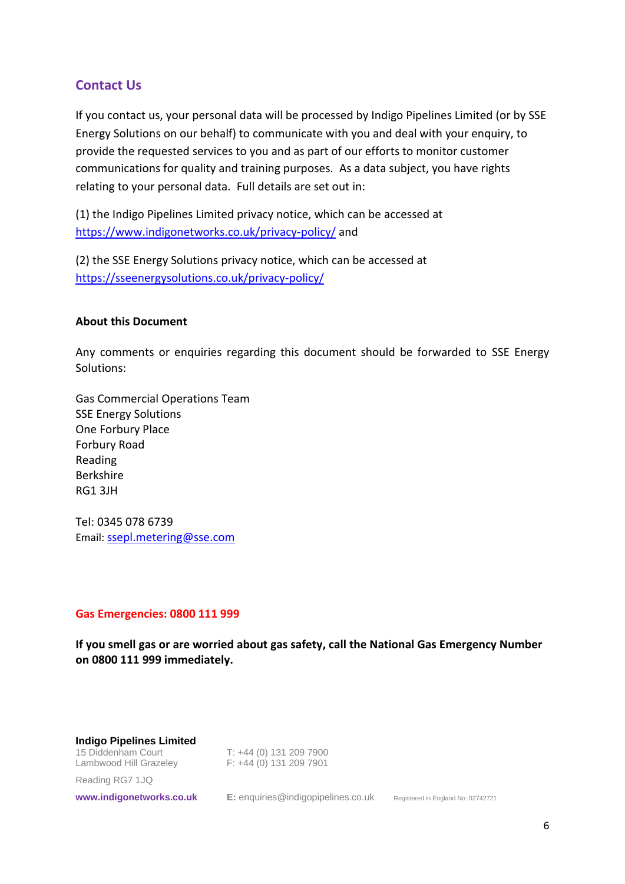## Contact Us

If you contact us, your personal data will be processed by Indigo Pipelines Limited (or by SSE Energy Solutions on our behalf) to communicate with you and deal with your enquiry, to provide the requested services to you and as part of our efforts to monitor customer communications for quality and training purposes. As a data subject, you have rights relating to your personal data. Full details are set out in:

(1) the Indigo Pipelines Limited privacy notice, which can be accessed at https://www.indigonetworks.co.uk/privacy-policy/ and

(2) the SSE Energy Solutions privacy notice, which can be accessed at https://sseenergysolutions.co.uk/privacy-policy/

### About this Document

Any comments or enquiries regarding this document should be forwarded to SSE Energy Solutions:

Gas Commercial Operations Team
SSE Energy Solutions
One Forbury Place
Forbury Road
Reading
Berkshire
RG1 3JH

Tel: 0345 078 6739
Email: ssepl.metering@sse.com

**Gas Emergencies: 0800 111 999**

**If you smell gas or are worried about gas safety, call the National Gas Emergency Number on 0800 111 999 immediately.**

**Indigo Pipelines Limited**
15 Diddenham Court
Lambwood Hill Grazeley
Reading RG7 1JQ
**www.indigonetworks.co.uk**

T: +44 (0) 131 209 7900
F: +44 (0) 131 209 7901

**E:** enquiries@indigopipelines.co.uk

Registered in England No: 02742721